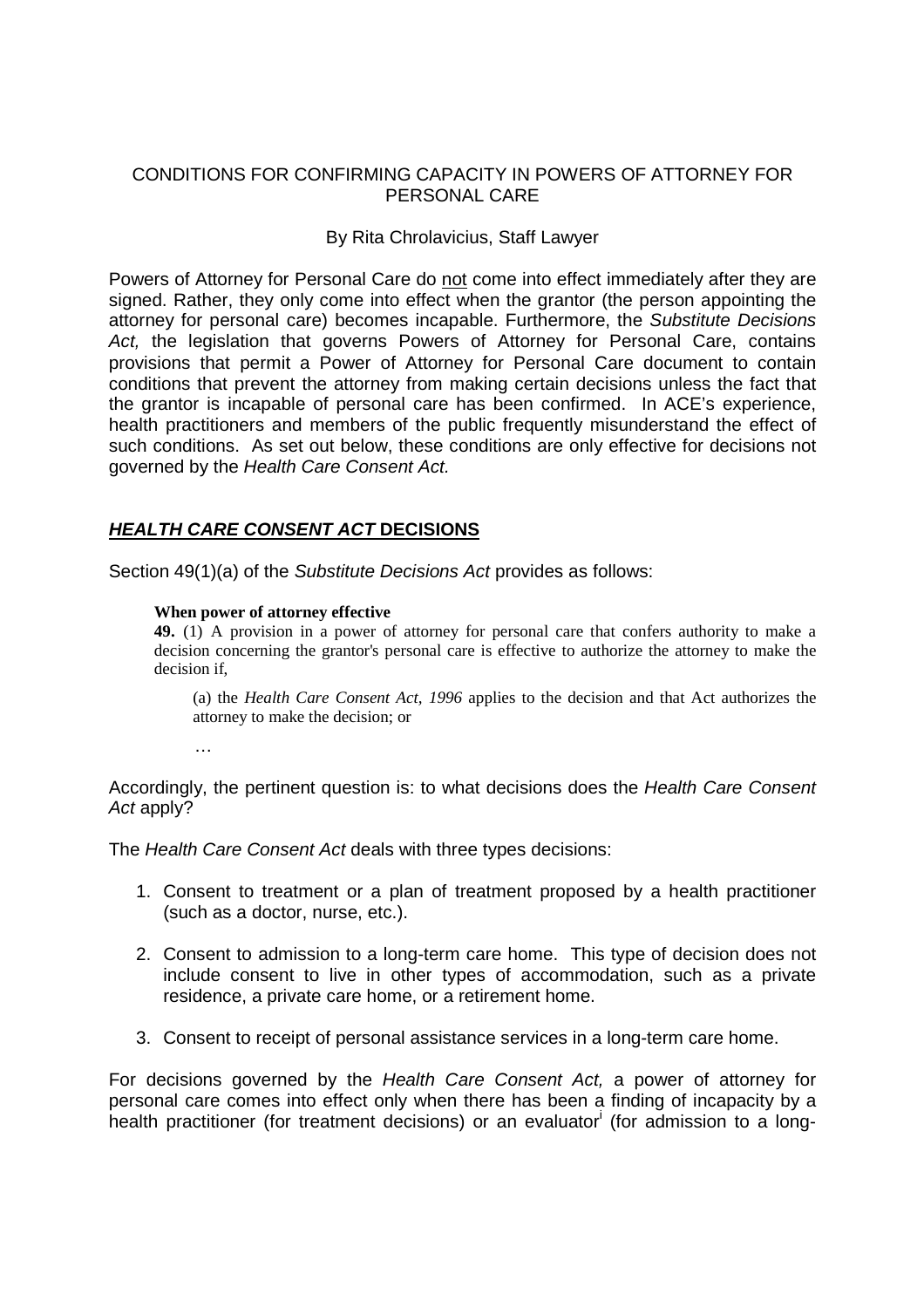# CONDITIONS FOR CONFIRMING CAPACITY IN POWERS OF ATTORNEY FOR PERSONAL CARE

By Rita Chrolavicius, Staff Lawyer

Powers of Attorney for Personal Care do not come into effect immediately after they are signed. Rather, they only come into effect when the grantor (the person appointing the attorney for personal care) becomes incapable. Furthermore, the *Substitute Decisions Act,* the legislation that governs Powers of Attorney for Personal Care, contains provisions that permit a Power of Attorney for Personal Care document to contain conditions that prevent the attorney from making certain decisions unless the fact that the grantor is incapable of personal care has been confirmed. In ACE's experience, health practitioners and members of the public frequently misunderstand the effect of such conditions. As set out below, these conditions are only effective for decisions not governed by the *Health Care Consent Act.*

## ***HEALTH CARE CONSENT ACT* DECISIONS**

Section 49(1)(a) of the *Substitute Decisions Act* provides as follows:

> **When power of attorney effective**
>
> **49.** (1) A provision in a power of attorney for personal care that confers authority to make a decision concerning the grantor's personal care is effective to authorize the attorney to make the decision if,
>
> (a) the *Health Care Consent Act, 1996* applies to the decision and that Act authorizes the attorney to make the decision; or
>
> …

Accordingly, the pertinent question is: to what decisions does the *Health Care Consent Act* apply?

The *Health Care Consent Act* deals with three types decisions:

1. Consent to treatment or a plan of treatment proposed by a health practitioner (such as a doctor, nurse, etc.).
2. Consent to admission to a long-term care home. This type of decision does not include consent to live in other types of accommodation, such as a private residence, a private care home, or a retirement home.
3. Consent to receipt of personal assistance services in a long-term care home.

For decisions governed by the *Health Care Consent Act,* a power of attorney for personal care comes into effect only when there has been a finding of incapacity by a health practitioner (for treatment decisions) or an evaluator[i] (for admission to a long-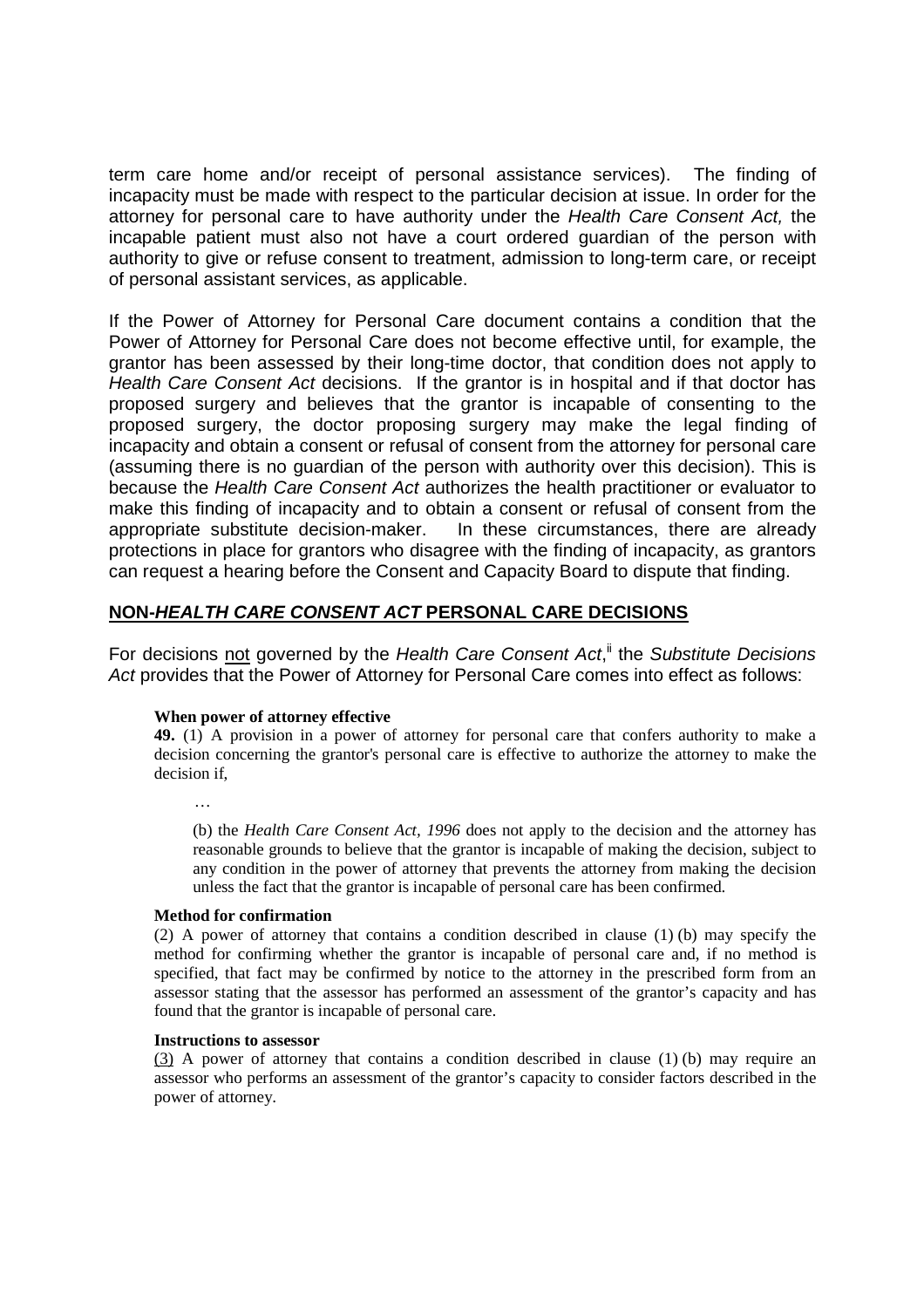term care home and/or receipt of personal assistance services). The finding of incapacity must be made with respect to the particular decision at issue. In order for the attorney for personal care to have authority under the *Health Care Consent Act,* the incapable patient must also not have a court ordered guardian of the person with authority to give or refuse consent to treatment, admission to long-term care, or receipt of personal assistant services, as applicable.

If the Power of Attorney for Personal Care document contains a condition that the Power of Attorney for Personal Care does not become effective until, for example, the grantor has been assessed by their long-time doctor, that condition does not apply to *Health Care Consent Act* decisions. If the grantor is in hospital and if that doctor has proposed surgery and believes that the grantor is incapable of consenting to the proposed surgery, the doctor proposing surgery may make the legal finding of incapacity and obtain a consent or refusal of consent from the attorney for personal care (assuming there is no guardian of the person with authority over this decision). This is because the *Health Care Consent Act* authorizes the health practitioner or evaluator to make this finding of incapacity and to obtain a consent or refusal of consent from the appropriate substitute decision-maker. In these circumstances, there are already protections in place for grantors who disagree with the finding of incapacity, as grantors can request a hearing before the Consent and Capacity Board to dispute that finding.

## NON-*HEALTH CARE CONSENT ACT* PERSONAL CARE DECISIONS

For decisions not governed by the *Health Care Consent Act*,[ii] the *Substitute Decisions Act* provides that the Power of Attorney for Personal Care comes into effect as follows:

> **When power of attorney effective**
>
> **49.** (1) A provision in a power of attorney for personal care that confers authority to make a decision concerning the grantor's personal care is effective to authorize the attorney to make the decision if,
>
> …
>
> (b) the *Health Care Consent Act, 1996* does not apply to the decision and the attorney has reasonable grounds to believe that the grantor is incapable of making the decision, subject to any condition in the power of attorney that prevents the attorney from making the decision unless the fact that the grantor is incapable of personal care has been confirmed.
>
> **Method for confirmation**
>
> (2) A power of attorney that contains a condition described in clause (1) (b) may specify the method for confirming whether the grantor is incapable of personal care and, if no method is specified, that fact may be confirmed by notice to the attorney in the prescribed form from an assessor stating that the assessor has performed an assessment of the grantor's capacity and has found that the grantor is incapable of personal care.
>
> **Instructions to assessor**
>
> (3) A power of attorney that contains a condition described in clause (1) (b) may require an assessor who performs an assessment of the grantor's capacity to consider factors described in the power of attorney.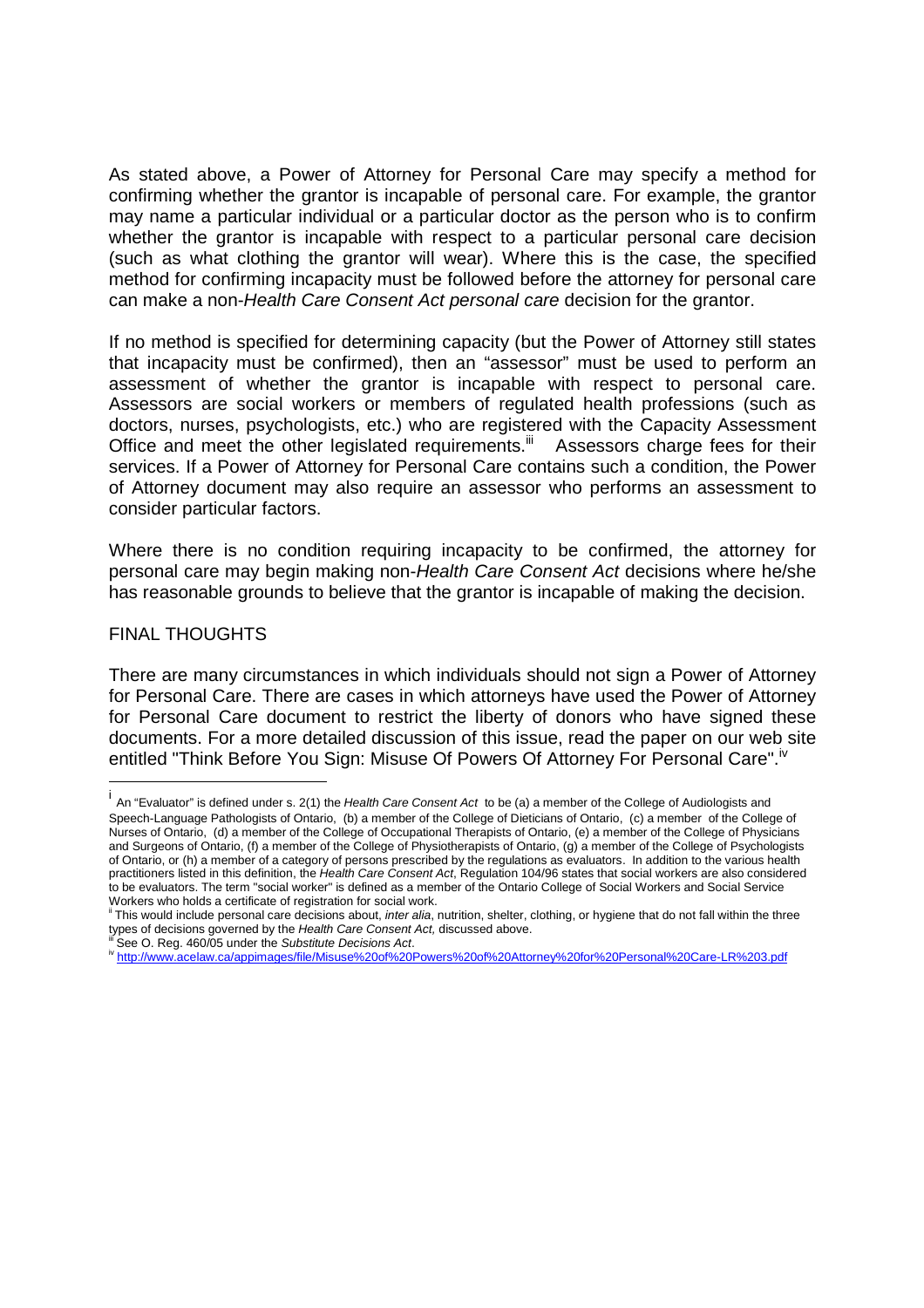As stated above, a Power of Attorney for Personal Care may specify a method for confirming whether the grantor is incapable of personal care. For example, the grantor may name a particular individual or a particular doctor as the person who is to confirm whether the grantor is incapable with respect to a particular personal care decision (such as what clothing the grantor will wear). Where this is the case, the specified method for confirming incapacity must be followed before the attorney for personal care can make a non-*Health Care Consent Act personal care* decision for the grantor.

If no method is specified for determining capacity (but the Power of Attorney still states that incapacity must be confirmed), then an "assessor" must be used to perform an assessment of whether the grantor is incapable with respect to personal care. Assessors are social workers or members of regulated health professions (such as doctors, nurses, psychologists, etc.) who are registered with the Capacity Assessment Office and meet the other legislated requirements.[iii] Assessors charge fees for their services. If a Power of Attorney for Personal Care contains such a condition, the Power of Attorney document may also require an assessor who performs an assessment to consider particular factors.

Where there is no condition requiring incapacity to be confirmed, the attorney for personal care may begin making non-*Health Care Consent Act* decisions where he/she has reasonable grounds to believe that the grantor is incapable of making the decision.

## FINAL THOUGHTS

There are many circumstances in which individuals should not sign a Power of Attorney for Personal Care. There are cases in which attorneys have used the Power of Attorney for Personal Care document to restrict the liberty of donors who have signed these documents. For a more detailed discussion of this issue, read the paper on our web site entitled "Think Before You Sign: Misuse Of Powers Of Attorney For Personal Care".[iv]

---

[i] An "Evaluator" is defined under s. 2(1) the *Health Care Consent Act* to be (a) a member of the College of Audiologists and Speech-Language Pathologists of Ontario, (b) a member of the College of Dieticians of Ontario, (c) a member of the College of Nurses of Ontario, (d) a member of the College of Occupational Therapists of Ontario, (e) a member of the College of Physicians and Surgeons of Ontario, (f) a member of the College of Physiotherapists of Ontario, (g) a member of the College of Psychologists of Ontario, or (h) a member of a category of persons prescribed by the regulations as evaluators. In addition to the various health practitioners listed in this definition, the *Health Care Consent Act*, Regulation 104/96 states that social workers are also considered to be evaluators. The term "social worker" is defined as a member of the Ontario College of Social Workers and Social Service Workers who holds a certificate of registration for social work.

[ii] This would include personal care decisions about, *inter alia*, nutrition, shelter, clothing, or hygiene that do not fall within the three types of decisions governed by the *Health Care Consent Act,* discussed above.

[iii] See O. Reg. 460/05 under the *Substitute Decisions Act*.

[iv] http://www.acelaw.ca/appimages/file/Misuse%20of%20Powers%20of%20Attorney%20for%20Personal%20Care-LR%203.pdf